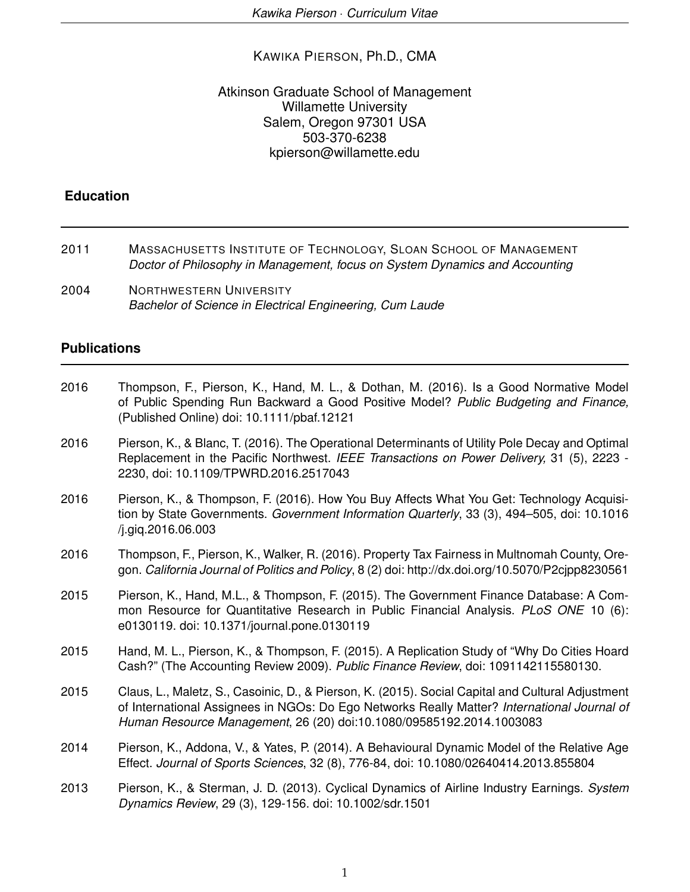# Kawika Pierson, Ph.D., CMA

Atkinson Graduate School of Management
Willamette University
Salem, Oregon 97301 USA
503-370-6238
kpierson@willamette.edu

## Education

2011 — MASSACHUSETTS INSTITUTE OF TECHNOLOGY, SLOAN SCHOOL OF MANAGEMENT
*Doctor of Philosophy in Management, focus on System Dynamics and Accounting*

2004 — NORTHWESTERN UNIVERSITY
*Bachelor of Science in Electrical Engineering, Cum Laude*

## Publications

2016 — Thompson, F., Pierson, K., Hand, M. L., & Dothan, M. (2016). Is a Good Normative Model of Public Spending Run Backward a Good Positive Model? *Public Budgeting and Finance,* (Published Online) doi: 10.1111/pbaf.12121

2016 — Pierson, K., & Blanc, T. (2016). The Operational Determinants of Utility Pole Decay and Optimal Replacement in the Pacific Northwest. *IEEE Transactions on Power Delivery,* 31 (5), 2223 - 2230, doi: 10.1109/TPWRD.2016.2517043

2016 — Pierson, K., & Thompson, F. (2016). How You Buy Affects What You Get: Technology Acquisition by State Governments. *Government Information Quarterly*, 33 (3), 494–505, doi: 10.1016 /j.giq.2016.06.003

2016 — Thompson, F., Pierson, K., Walker, R. (2016). Property Tax Fairness in Multnomah County, Oregon. *California Journal of Politics and Policy*, 8 (2) doi: http://dx.doi.org/10.5070/P2cjpp8230561

2015 — Pierson, K., Hand, M.L., & Thompson, F. (2015). The Government Finance Database: A Common Resource for Quantitative Research in Public Financial Analysis. *PLoS ONE* 10 (6): e0130119. doi: 10.1371/journal.pone.0130119

2015 — Hand, M. L., Pierson, K., & Thompson, F. (2015). A Replication Study of "Why Do Cities Hoard Cash?" (The Accounting Review 2009). *Public Finance Review*, doi: 1091142115580130.

2015 — Claus, L., Maletz, S., Casoinic, D., & Pierson, K. (2015). Social Capital and Cultural Adjustment of International Assignees in NGOs: Do Ego Networks Really Matter? *International Journal of Human Resource Management*, 26 (20) doi:10.1080/09585192.2014.1003083

2014 — Pierson, K., Addona, V., & Yates, P. (2014). A Behavioural Dynamic Model of the Relative Age Effect. *Journal of Sports Sciences*, 32 (8), 776-84, doi: 10.1080/02640414.2013.855804

2013 — Pierson, K., & Sterman, J. D. (2013). Cyclical Dynamics of Airline Industry Earnings. *System Dynamics Review*, 29 (3), 129-156. doi: 10.1002/sdr.1501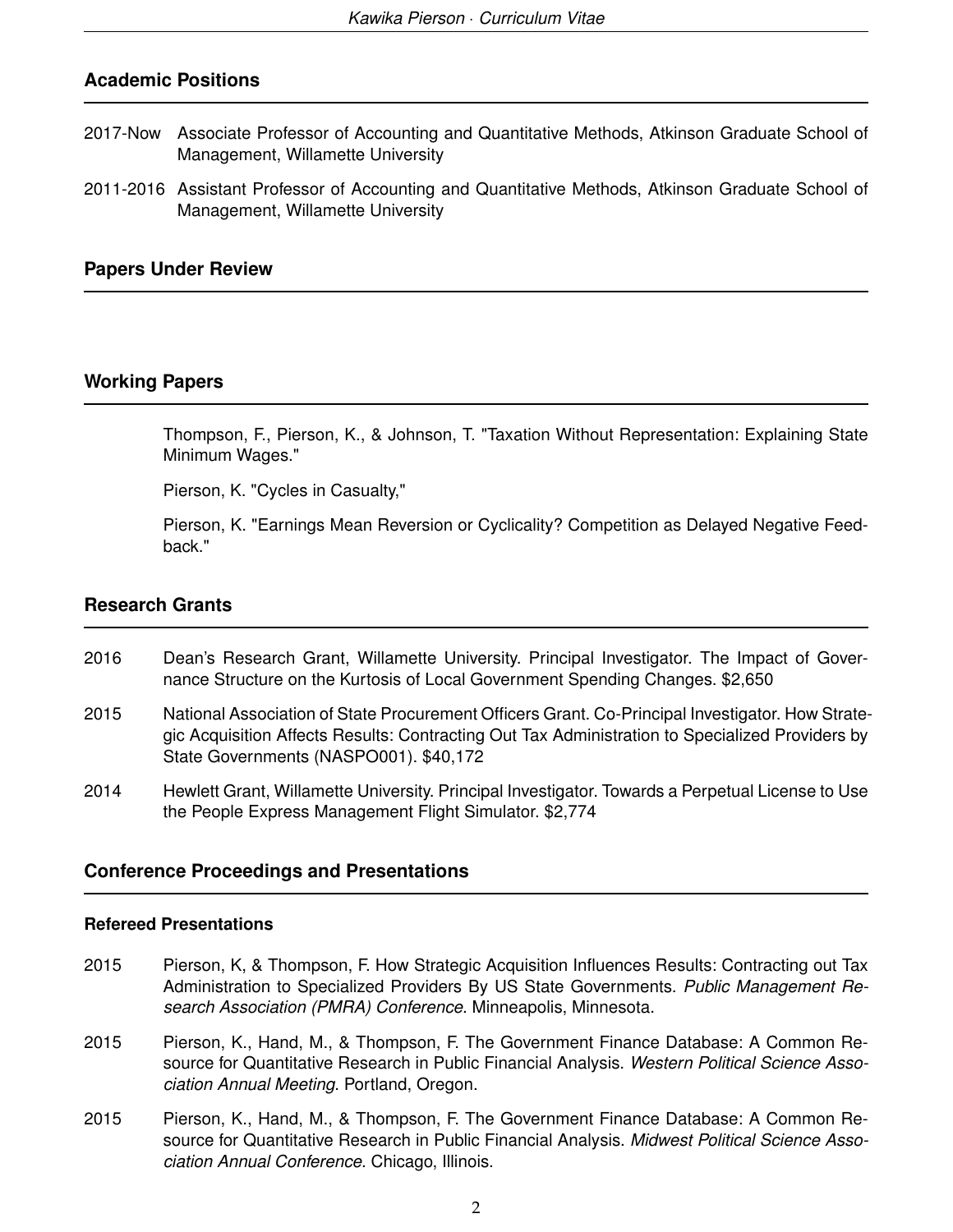## Academic Positions

2017-Now Associate Professor of Accounting and Quantitative Methods, Atkinson Graduate School of Management, Willamette University

2011-2016 Assistant Professor of Accounting and Quantitative Methods, Atkinson Graduate School of Management, Willamette University

## Papers Under Review

## Working Papers

Thompson, F., Pierson, K., & Johnson, T. "Taxation Without Representation: Explaining State Minimum Wages."

Pierson, K. "Cycles in Casualty,"

Pierson, K. "Earnings Mean Reversion or Cyclicality? Competition as Delayed Negative Feedback."

## Research Grants

2016 Dean's Research Grant, Willamette University. Principal Investigator. The Impact of Governance Structure on the Kurtosis of Local Government Spending Changes. $2,650

2015 National Association of State Procurement Officers Grant. Co-Principal Investigator. How Strategic Acquisition Affects Results: Contracting Out Tax Administration to Specialized Providers by State Governments (NASPO001). $40,172

2014 Hewlett Grant, Willamette University. Principal Investigator. Towards a Perpetual License to Use the People Express Management Flight Simulator. $2,774

## Conference Proceedings and Presentations

### Refereed Presentations

2015 Pierson, K, & Thompson, F. How Strategic Acquisition Influences Results: Contracting out Tax Administration to Specialized Providers By US State Governments. *Public Management Research Association (PMRA) Conference*. Minneapolis, Minnesota.

2015 Pierson, K., Hand, M., & Thompson, F. The Government Finance Database: A Common Resource for Quantitative Research in Public Financial Analysis. *Western Political Science Association Annual Meeting*. Portland, Oregon.

2015 Pierson, K., Hand, M., & Thompson, F. The Government Finance Database: A Common Resource for Quantitative Research in Public Financial Analysis. *Midwest Political Science Association Annual Conference*. Chicago, Illinois.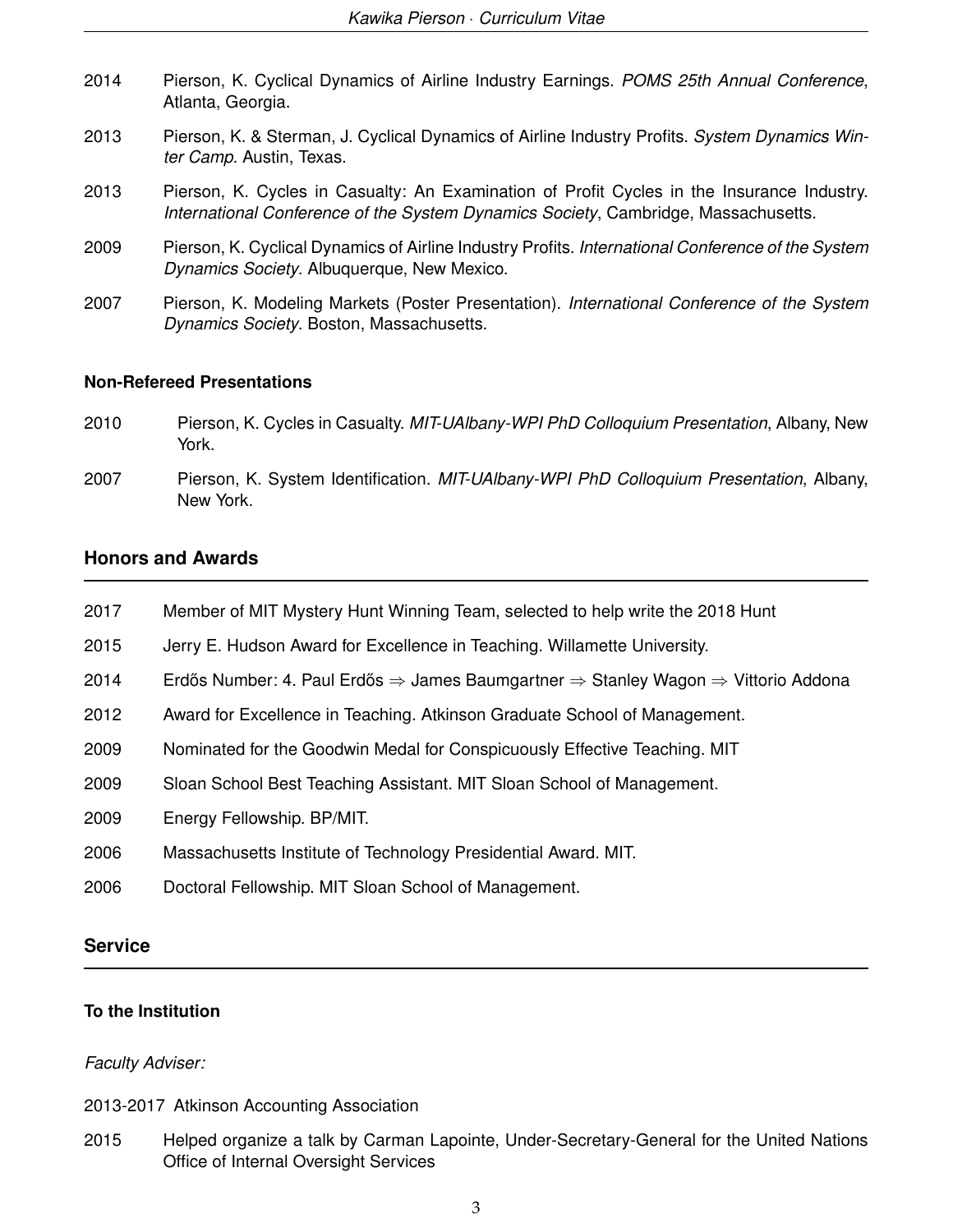2014 Pierson, K. Cyclical Dynamics of Airline Industry Earnings. *POMS 25th Annual Conference*, Atlanta, Georgia.

2013 Pierson, K. & Sterman, J. Cyclical Dynamics of Airline Industry Profits. *System Dynamics Winter Camp*. Austin, Texas.

2013 Pierson, K. Cycles in Casualty: An Examination of Profit Cycles in the Insurance Industry. *International Conference of the System Dynamics Society*, Cambridge, Massachusetts.

2009 Pierson, K. Cyclical Dynamics of Airline Industry Profits. *International Conference of the System Dynamics Society*. Albuquerque, New Mexico.

2007 Pierson, K. Modeling Markets (Poster Presentation). *International Conference of the System Dynamics Society*. Boston, Massachusetts.

### Non-Refereed Presentations

2010 Pierson, K. Cycles in Casualty. *MIT-UAlbany-WPI PhD Colloquium Presentation*, Albany, New York.

2007 Pierson, K. System Identification. *MIT-UAlbany-WPI PhD Colloquium Presentation*, Albany, New York.

## Honors and Awards

2017 Member of MIT Mystery Hunt Winning Team, selected to help write the 2018 Hunt

2015 Jerry E. Hudson Award for Excellence in Teaching. Willamette University.

2014 Erdős Number: 4. Paul Erdős ⇒ James Baumgartner ⇒ Stanley Wagon ⇒ Vittorio Addona

2012 Award for Excellence in Teaching. Atkinson Graduate School of Management.

2009 Nominated for the Goodwin Medal for Conspicuously Effective Teaching. MIT

2009 Sloan School Best Teaching Assistant. MIT Sloan School of Management.

2009 Energy Fellowship. BP/MIT.

2006 Massachusetts Institute of Technology Presidential Award. MIT.

2006 Doctoral Fellowship. MIT Sloan School of Management.

## Service

### To the Institution

*Faculty Adviser:*

2013-2017 Atkinson Accounting Association

2015 Helped organize a talk by Carman Lapointe, Under-Secretary-General for the United Nations Office of Internal Oversight Services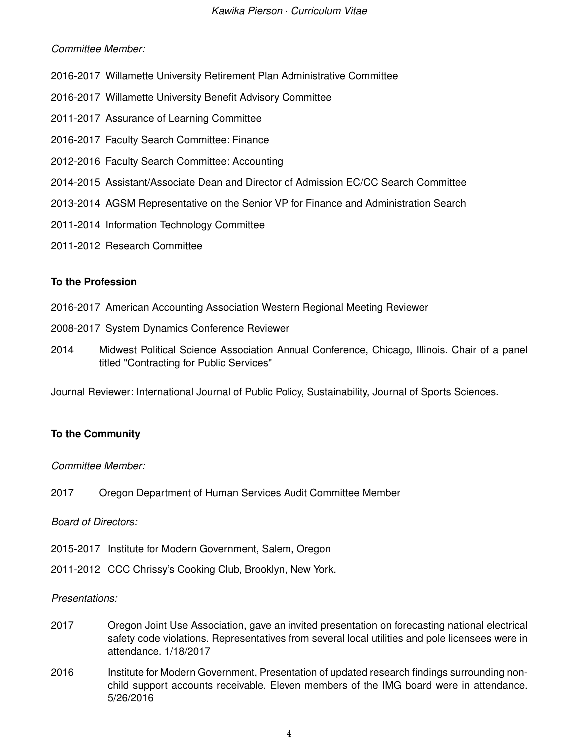*Committee Member:*

2016-2017 Willamette University Retirement Plan Administrative Committee

2016-2017 Willamette University Benefit Advisory Committee

2011-2017 Assurance of Learning Committee

2016-2017 Faculty Search Committee: Finance

2012-2016 Faculty Search Committee: Accounting

2014-2015 Assistant/Associate Dean and Director of Admission EC/CC Search Committee

2013-2014 AGSM Representative on the Senior VP for Finance and Administration Search

2011-2014 Information Technology Committee

2011-2012 Research Committee

**To the Profession**

2016-2017 American Accounting Association Western Regional Meeting Reviewer

2008-2017 System Dynamics Conference Reviewer

2014 Midwest Political Science Association Annual Conference, Chicago, Illinois. Chair of a panel titled "Contracting for Public Services"

Journal Reviewer: International Journal of Public Policy, Sustainability, Journal of Sports Sciences.

**To the Community**

*Committee Member:*

2017 Oregon Department of Human Services Audit Committee Member

*Board of Directors:*

2015-2017 Institute for Modern Government, Salem, Oregon

2011-2012 CCC Chrissy's Cooking Club, Brooklyn, New York.

*Presentations:*

2017 Oregon Joint Use Association, gave an invited presentation on forecasting national electrical safety code violations. Representatives from several local utilities and pole licensees were in attendance. 1/18/2017

2016 Institute for Modern Government, Presentation of updated research findings surrounding non-child support accounts receivable. Eleven members of the IMG board were in attendance. 5/26/2016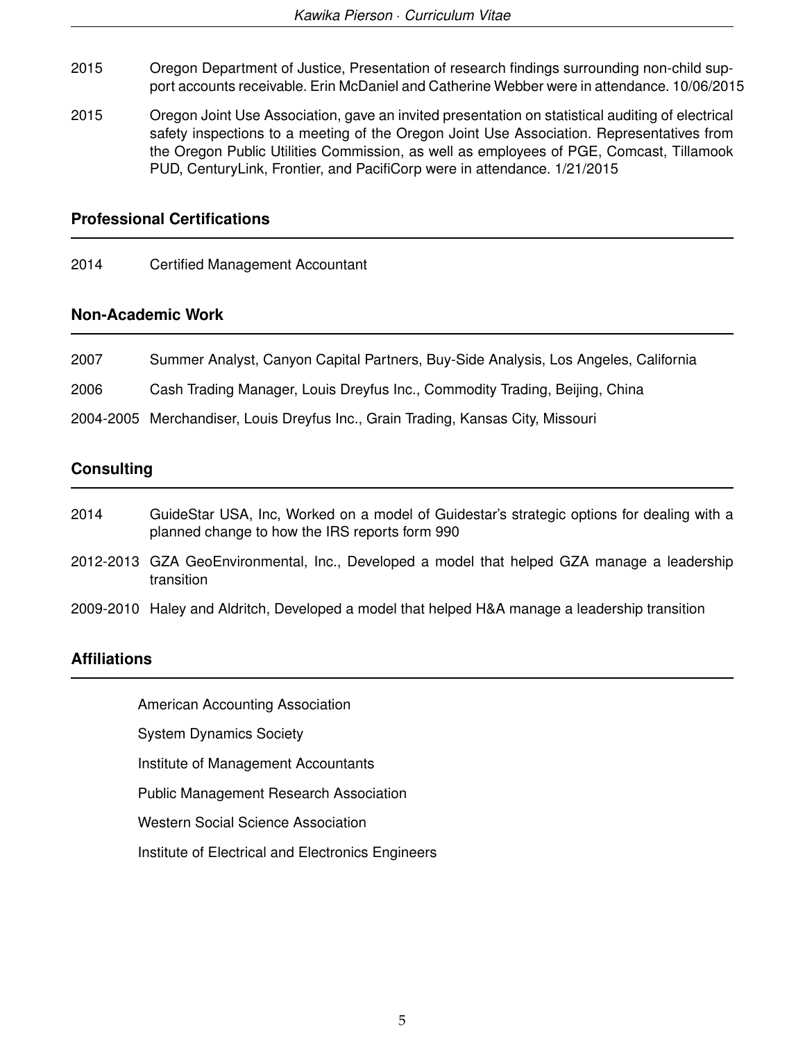2015 Oregon Department of Justice, Presentation of research findings surrounding non-child support accounts receivable. Erin McDaniel and Catherine Webber were in attendance. 10/06/2015

2015 Oregon Joint Use Association, gave an invited presentation on statistical auditing of electrical safety inspections to a meeting of the Oregon Joint Use Association. Representatives from the Oregon Public Utilities Commission, as well as employees of PGE, Comcast, Tillamook PUD, CenturyLink, Frontier, and PacifiCorp were in attendance. 1/21/2015

## Professional Certifications

2014 Certified Management Accountant

## Non-Academic Work

2007 Summer Analyst, Canyon Capital Partners, Buy-Side Analysis, Los Angeles, California

2006 Cash Trading Manager, Louis Dreyfus Inc., Commodity Trading, Beijing, China

2004-2005 Merchandiser, Louis Dreyfus Inc., Grain Trading, Kansas City, Missouri

## Consulting

2014 GuideStar USA, Inc, Worked on a model of Guidestar's strategic options for dealing with a planned change to how the IRS reports form 990

2012-2013 GZA GeoEnvironmental, Inc., Developed a model that helped GZA manage a leadership transition

2009-2010 Haley and Aldritch, Developed a model that helped H&A manage a leadership transition

## Affiliations

American Accounting Association

System Dynamics Society

Institute of Management Accountants

Public Management Research Association

Western Social Science Association

Institute of Electrical and Electronics Engineers